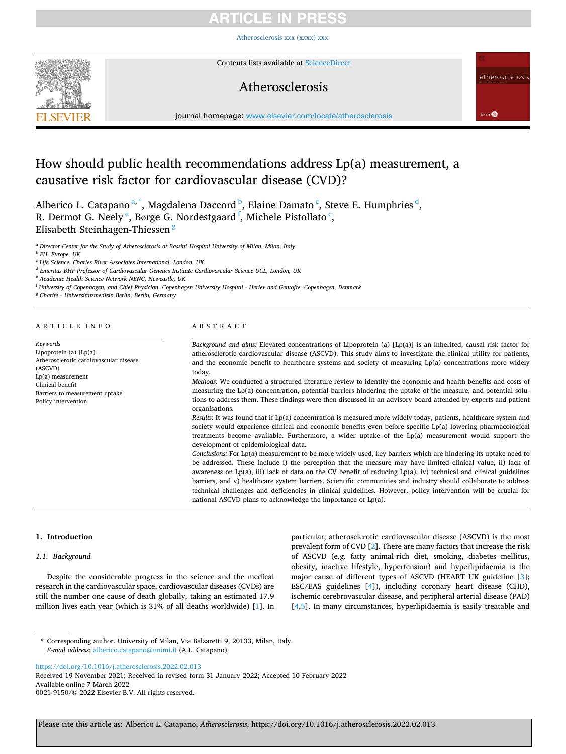# How should public health recommendations address Lp(a) measurement, a causative risk factor for cardiovascular disease (CVD)?

Alberico L. Catapano [a,*], Magdalena Daccord [b], Elaine Damato [c], Steve E. Humphries [d], R. Dermot G. Neely [e], Børge G. Nordestgaard [f], Michele Pistollato [c], Elisabeth Steinhagen-Thiessen [g]

[a] Director Center for the Study of Atherosclerosis at Bassini Hospital University of Milan, Milan, Italy
[b] FH, Europe, UK
[c] Life Science, Charles River Associates International, London, UK
[d] Emeritus BHF Professor of Cardiovascular Genetics Institute Cardiovascular Science UCL, London, UK
[e] Academic Health Science Network NENC, Newcastle, UK
[f] University of Copenhagen, and Chief Physician, Copenhagen University Hospital - Herlev and Gentofte, Copenhagen, Denmark
[g] Charité - Universitätsmedizin Berlin, Berlin, Germany

## ARTICLE INFO

*Keywords*
Lipoprotein (a) [Lp(a)]
Atherosclerotic cardiovascular disease (ASCVD)
Lp(a) measurement
Clinical benefit
Barriers to measurement uptake
Policy intervention

## ABSTRACT

*Background and aims:* Elevated concentrations of Lipoprotein (a) [Lp(a)] is an inherited, causal risk factor for atherosclerotic cardiovascular disease (ASCVD). This study aims to investigate the clinical utility for patients, and the economic benefit to healthcare systems and society of measuring Lp(a) concentrations more widely today.

*Methods:* We conducted a structured literature review to identify the economic and health benefits and costs of measuring the Lp(a) concentration, potential barriers hindering the uptake of the measure, and potential solutions to address them. These findings were then discussed in an advisory board attended by experts and patient organisations.

*Results:* It was found that if Lp(a) concentration is measured more widely today, patients, healthcare system and society would experience clinical and economic benefits even before specific Lp(a) lowering pharmacological treatments become available. Furthermore, a wider uptake of the Lp(a) measurement would support the development of epidemiological data.

*Conclusions:* For Lp(a) measurement to be more widely used, key barriers which are hindering its uptake need to be addressed. These include i) the perception that the measure may have limited clinical value, ii) lack of awareness on Lp(a), iii) lack of data on the CV benefit of reducing Lp(a), iv) technical and clinical guidelines barriers, and v) healthcare system barriers. Scientific communities and industry should collaborate to address technical challenges and deficiencies in clinical guidelines. However, policy intervention will be crucial for national ASCVD plans to acknowledge the importance of Lp(a).

## 1. Introduction

### 1.1. Background

Despite the considerable progress in the science and the medical research in the cardiovascular space, cardiovascular diseases (CVDs) are still the number one cause of death globally, taking an estimated 17.9 million lives each year (which is 31% of all deaths worldwide) [1]. In particular, atherosclerotic cardiovascular disease (ASCVD) is the most prevalent form of CVD [2]. There are many factors that increase the risk of ASCVD (e.g. fatty animal-rich diet, smoking, diabetes mellitus, obesity, inactive lifestyle, hypertension) and hyperlipidaemia is the major cause of different types of ASCVD (HEART UK guideline [3]; ESC/EAS guidelines [4]), including coronary heart disease (CHD), ischemic cerebrovascular disease, and peripheral arterial disease (PAD) [4,5]. In many circumstances, hyperlipidaemia is easily treatable and

\* Corresponding author. University of Milan, Via Balzaretti 9, 20133, Milan, Italy.
*E-mail address:* alberico.catapano@unimi.it (A.L. Catapano).

https://doi.org/10.1016/j.atherosclerosis.2022.02.013
Received 19 November 2021; Received in revised form 31 January 2022; Accepted 10 February 2022
Available online 7 March 2022
0021-9150/© 2022 Elsevier B.V. All rights reserved.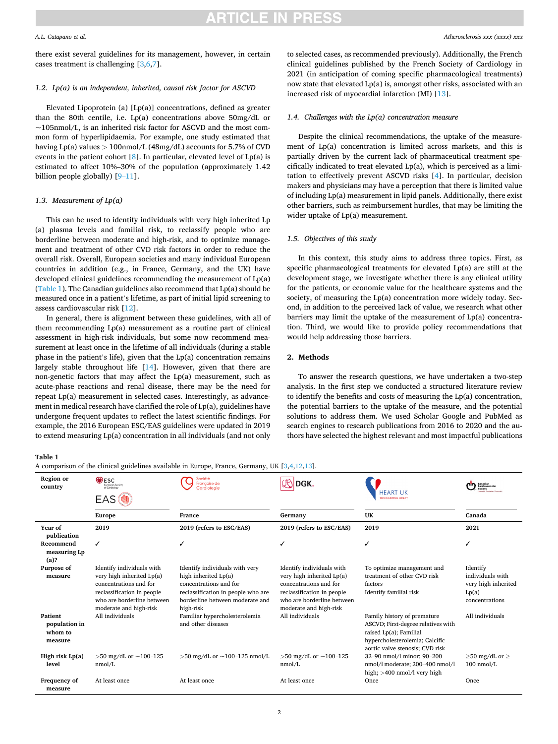there exist several guidelines for its management, however, in certain cases treatment is challenging [3,6,7].

### 1.2. Lp(a) is an independent, inherited, causal risk factor for ASCVD

Elevated Lipoprotein (a) [Lp(a)] concentrations, defined as greater than the 80th centile, i.e. Lp(a) concentrations above 50mg/dL or ~105nmol/L, is an inherited risk factor for ASCVD and the most common form of hyperlipidaemia. For example, one study estimated that having Lp(a) values > 100nmol/L (48mg/dL) accounts for 5.7% of CVD events in the patient cohort [8]. In particular, elevated level of Lp(a) is estimated to affect 10%–30% of the population (approximately 1.42 billion people globally) [9–11].

### 1.3. Measurement of Lp(a)

This can be used to identify individuals with very high inherited Lp (a) plasma levels and familial risk, to reclassify people who are borderline between moderate and high-risk, and to optimize management and treatment of other CVD risk factors in order to reduce the overall risk. Overall, European societies and many individual European countries in addition (e.g., in France, Germany, and the UK) have developed clinical guidelines recommending the measurement of Lp(a) (Table 1). The Canadian guidelines also recommend that Lp(a) should be measured once in a patient's lifetime, as part of initial lipid screening to assess cardiovascular risk [12].

In general, there is alignment between these guidelines, with all of them recommending Lp(a) measurement as a routine part of clinical assessment in high-risk individuals, but some now recommend measurement at least once in the lifetime of all individuals (during a stable phase in the patient's life), given that the Lp(a) concentration remains largely stable throughout life [14]. However, given that there are non-genetic factors that may affect the Lp(a) measurement, such as acute-phase reactions and renal disease, there may be the need for repeat Lp(a) measurement in selected cases. Interestingly, as advancement in medical research have clarified the role of Lp(a), guidelines have undergone frequent updates to reflect the latest scientific findings. For example, the 2016 European ESC/EAS guidelines were updated in 2019 to extend measuring Lp(a) concentration in all individuals (and not only to selected cases, as recommended previously). Additionally, the French clinical guidelines published by the French Society of Cardiology in 2021 (in anticipation of coming specific pharmacological treatments) now state that elevated Lp(a) is, amongst other risks, associated with an increased risk of myocardial infarction (MI) [13].

### 1.4. Challenges with the Lp(a) concentration measure

Despite the clinical recommendations, the uptake of the measurement of Lp(a) concentration is limited across markets, and this is partially driven by the current lack of pharmaceutical treatment specifically indicated to treat elevated Lp(a), which is perceived as a limitation to effectively prevent ASCVD risks [4]. In particular, decision makers and physicians may have a perception that there is limited value of including Lp(a) measurement in lipid panels. Additionally, there exist other barriers, such as reimbursement hurdles, that may be limiting the wider uptake of Lp(a) measurement.

### 1.5. Objectives of this study

In this context, this study aims to address three topics. First, as specific pharmacological treatments for elevated Lp(a) are still at the development stage, we investigate whether there is any clinical utility for the patients, or economic value for the healthcare systems and the society, of measuring the Lp(a) concentration more widely today. Second, in addition to the perceived lack of value, we research what other barriers may limit the uptake of the measurement of Lp(a) concentration. Third, we would like to provide policy recommendations that would help addressing those barriers.

## 2. Methods

To answer the research questions, we have undertaken a two-step analysis. In the first step we conducted a structured literature review to identify the benefits and costs of measuring the Lp(a) concentration, the potential barriers to the uptake of the measure, and the potential solutions to address them. We used Scholar Google and PubMed as search engines to research publications from 2016 to 2020 and the authors have selected the highest relevant and most impactful publications

**Table 1**
A comparison of the clinical guidelines available in Europe, France, Germany, UK [3,4,12,13].

| Region or country | ESC / EAS | Société Française de Cardiologie | DGK. | HEART UK | Canadian Cardiovascular Society |
|---|---|---|---|---|---|
| | **Europe** | **France** | **Germany** | **UK** | **Canada** |
| **Year of publication** | **2019** | **2019 (refers to ESC/EAS)** | **2019 (refers to ESC/EAS)** | **2019** | **2021** |
| **Recommend measuring Lp (a)?** | ✓ | ✓ | ✓ | ✓ | ✓ |
| **Purpose of measure** | Identify individuals with very high inherited Lp(a) concentrations and for reclassification in people who are borderline between moderate and high-risk | Identify individuals with very high inherited Lp(a) concentrations and for reclassification in people who are borderline between moderate and high-risk | Identify individuals with very high inherited Lp(a) concentrations and for reclassification in people who are borderline between moderate and high-risk | To optimize management and treatment of other CVD risk factors<br>Identify familial risk | Identify individuals with very high inherited Lp(a) concentrations |
| **Patient population in whom to measure** | All individuals | Familiar hypercholesterolemia and other diseases | All individuals | Family history of premature ASCVD; First-degree relatives with raised Lp(a); Familial hypercholesterolemia; Calcific aortic valve stenosis; CVD risk | All individuals |
| **High risk Lp(a) level** | >50 mg/dL or ~100–125 nmol/L | >50 mg/dL or ~100–125 nmol/L | >50 mg/dL or ~100–125 nmol/L | 32–90 nmol/l minor; 90–200 nmol/l moderate; 200–400 nmol/l high; >400 nmol/l very high | ≥50 mg/dL or ≥ 100 nmol/L |
| **Frequency of measure** | At least once | At least once | At least once | Once | Once |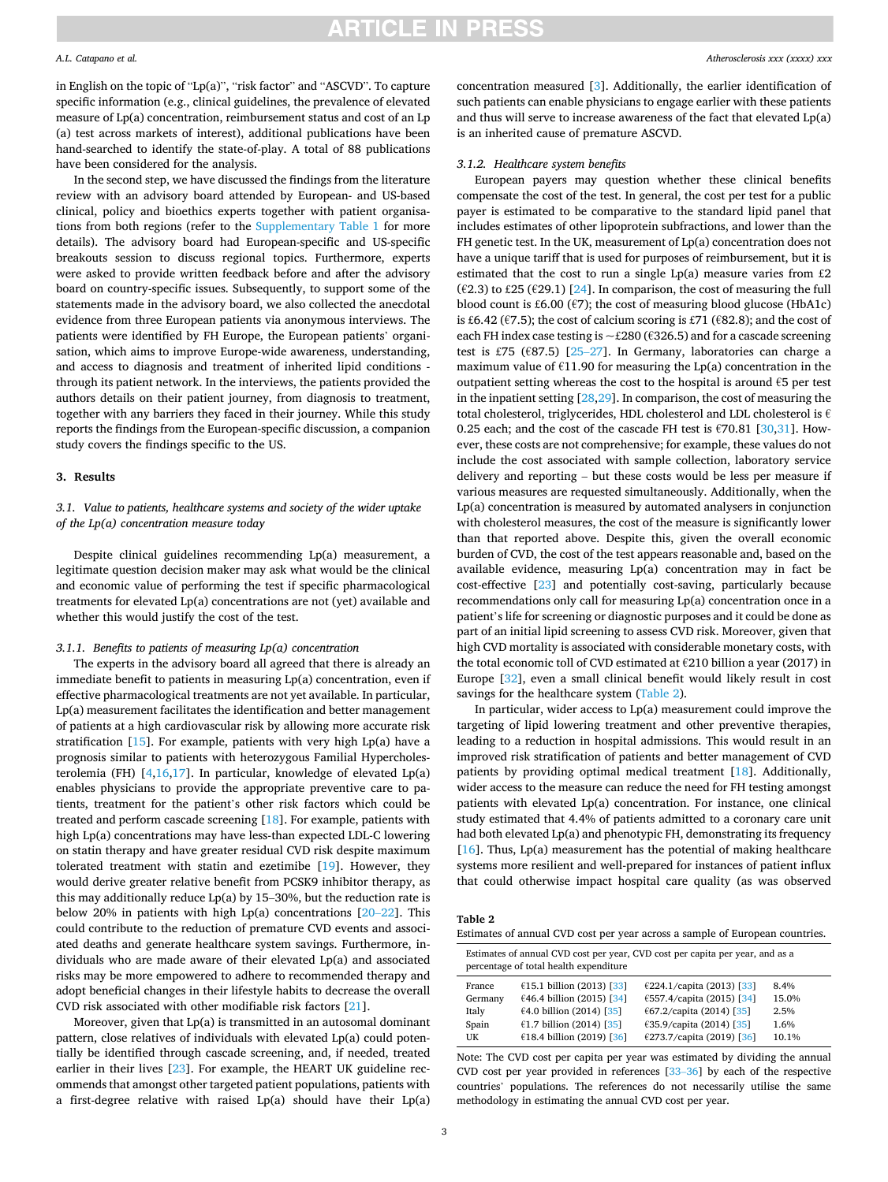in English on the topic of "Lp(a)", "risk factor" and "ASCVD". To capture specific information (e.g., clinical guidelines, the prevalence of elevated measure of Lp(a) concentration, reimbursement status and cost of an Lp (a) test across markets of interest), additional publications have been hand-searched to identify the state-of-play. A total of 88 publications have been considered for the analysis.

In the second step, we have discussed the findings from the literature review with an advisory board attended by European- and US-based clinical, policy and bioethics experts together with patient organisations from both regions (refer to the Supplementary Table 1 for more details). The advisory board had European-specific and US-specific breakouts session to discuss regional topics. Furthermore, experts were asked to provide written feedback before and after the advisory board on country-specific issues. Subsequently, to support some of the statements made in the advisory board, we also collected the anecdotal evidence from three European patients via anonymous interviews. The patients were identified by FH Europe, the European patients' organisation, which aims to improve Europe-wide awareness, understanding, and access to diagnosis and treatment of inherited lipid conditions - through its patient network. In the interviews, the patients provided the authors details on their patient journey, from diagnosis to treatment, together with any barriers they faced in their journey. While this study reports the findings from the European-specific discussion, a companion study covers the findings specific to the US.

## 3. Results

### 3.1. Value to patients, healthcare systems and society of the wider uptake of the Lp(a) concentration measure today

Despite clinical guidelines recommending Lp(a) measurement, a legitimate question decision maker may ask what would be the clinical and economic value of performing the test if specific pharmacological treatments for elevated Lp(a) concentrations are not (yet) available and whether this would justify the cost of the test.

#### 3.1.1. Benefits to patients of measuring Lp(a) concentration

The experts in the advisory board all agreed that there is already an immediate benefit to patients in measuring Lp(a) concentration, even if effective pharmacological treatments are not yet available. In particular, Lp(a) measurement facilitates the identification and better management of patients at a high cardiovascular risk by allowing more accurate risk stratification [15]. For example, patients with very high Lp(a) have a prognosis similar to patients with heterozygous Familial Hypercholesterolemia (FH) [4,16,17]. In particular, knowledge of elevated Lp(a) enables physicians to provide the appropriate preventive care to patients, treatment for the patient's other risk factors which could be treated and perform cascade screening [18]. For example, patients with high Lp(a) concentrations may have less-than expected LDL-C lowering on statin therapy and have greater residual CVD risk despite maximum tolerated treatment with statin and ezetimibe [19]. However, they would derive greater relative benefit from PCSK9 inhibitor therapy, as this may additionally reduce Lp(a) by 15–30%, but the reduction rate is below 20% in patients with high Lp(a) concentrations [20–22]. This could contribute to the reduction of premature CVD events and associated deaths and generate healthcare system savings. Furthermore, individuals who are made aware of their elevated Lp(a) and associated risks may be more empowered to adhere to recommended therapy and adopt beneficial changes in their lifestyle habits to decrease the overall CVD risk associated with other modifiable risk factors [21].

Moreover, given that Lp(a) is transmitted in an autosomal dominant pattern, close relatives of individuals with elevated Lp(a) could potentially be identified through cascade screening, and, if needed, treated earlier in their lives [23]. For example, the HEART UK guideline recommends that amongst other targeted patient populations, patients with a first-degree relative with raised Lp(a) should have their Lp(a) concentration measured [3]. Additionally, the earlier identification of such patients can enable physicians to engage earlier with these patients and thus will serve to increase awareness of the fact that elevated Lp(a) is an inherited cause of premature ASCVD.

#### 3.1.2. Healthcare system benefits

European payers may question whether these clinical benefits compensate the cost of the test. In general, the cost per test for a public payer is estimated to be comparative to the standard lipid panel that includes estimates of other lipoprotein subfractions, and lower than the FH genetic test. In the UK, measurement of Lp(a) concentration does not have a unique tariff that is used for purposes of reimbursement, but it is estimated that the cost to run a single Lp(a) measure varies from £2 (€2.3) to £25 (€29.1) [24]. In comparison, the cost of measuring the full blood count is £6.00 (€7); the cost of measuring blood glucose (HbA1c) is £6.42 (€7.5); the cost of calcium scoring is £71 (€82.8); and the cost of each FH index case testing is ~£280 (€326.5) and for a cascade screening test is £75 (€87.5) [25–27]. In Germany, laboratories can charge a maximum value of €11.90 for measuring the Lp(a) concentration in the outpatient setting whereas the cost to the hospital is around €5 per test in the inpatient setting [28,29]. In comparison, the cost of measuring the total cholesterol, triglycerides, HDL cholesterol and LDL cholesterol is € 0.25 each; and the cost of the cascade FH test is €70.81 [30,31]. However, these costs are not comprehensive; for example, these values do not include the cost associated with sample collection, laboratory service delivery and reporting – but these costs would be less per measure if various measures are requested simultaneously. Additionally, when the Lp(a) concentration is measured by automated analysers in conjunction with cholesterol measures, the cost of the measure is significantly lower than that reported above. Despite this, given the overall economic burden of CVD, the cost of the test appears reasonable and, based on the available evidence, measuring Lp(a) concentration may in fact be cost-effective [23] and potentially cost-saving, particularly because recommendations only call for measuring Lp(a) concentration once in a patient's life for screening or diagnostic purposes and it could be done as part of an initial lipid screening to assess CVD risk. Moreover, given that high CVD mortality is associated with considerable monetary costs, with the total economic toll of CVD estimated at €210 billion a year (2017) in Europe [32], even a small clinical benefit would likely result in cost savings for the healthcare system (Table 2).

In particular, wider access to Lp(a) measurement could improve the targeting of lipid lowering treatment and other preventive therapies, leading to a reduction in hospital admissions. This would result in an improved risk stratification of patients and better management of CVD patients by providing optimal medical treatment [18]. Additionally, wider access to the measure can reduce the need for FH testing amongst patients with elevated Lp(a) concentration. For instance, one clinical study estimated that 4.4% of patients admitted to a coronary care unit had both elevated Lp(a) and phenotypic FH, demonstrating its frequency [16]. Thus, Lp(a) measurement has the potential of making healthcare systems more resilient and well-prepared for instances of patient influx that could otherwise impact hospital care quality (as was observed

**Table 2**
Estimates of annual CVD cost per year across a sample of European countries.

| Estimates of annual CVD cost per year, CVD cost per capita per year, and as a percentage of total health expenditure | | | |
|---|---|---|---|
| France | €15.1 billion (2013) [33] | €224.1/capita (2013) [33] | 8.4% |
| Germany | €46.4 billion (2015) [34] | €557.4/capita (2015) [34] | 15.0% |
| Italy | €4.0 billion (2014) [35] | €67.2/capita (2014) [35] | 2.5% |
| Spain | €1.7 billion (2014) [35] | €35.9/capita (2014) [35] | 1.6% |
| UK | €18.4 billion (2019) [36] | €273.7/capita (2019) [36] | 10.1% |

Note: The CVD cost per capita per year was estimated by dividing the annual CVD cost per year provided in references [33–36] by each of the respective countries' populations. The references do not necessarily utilise the same methodology in estimating the annual CVD cost per year.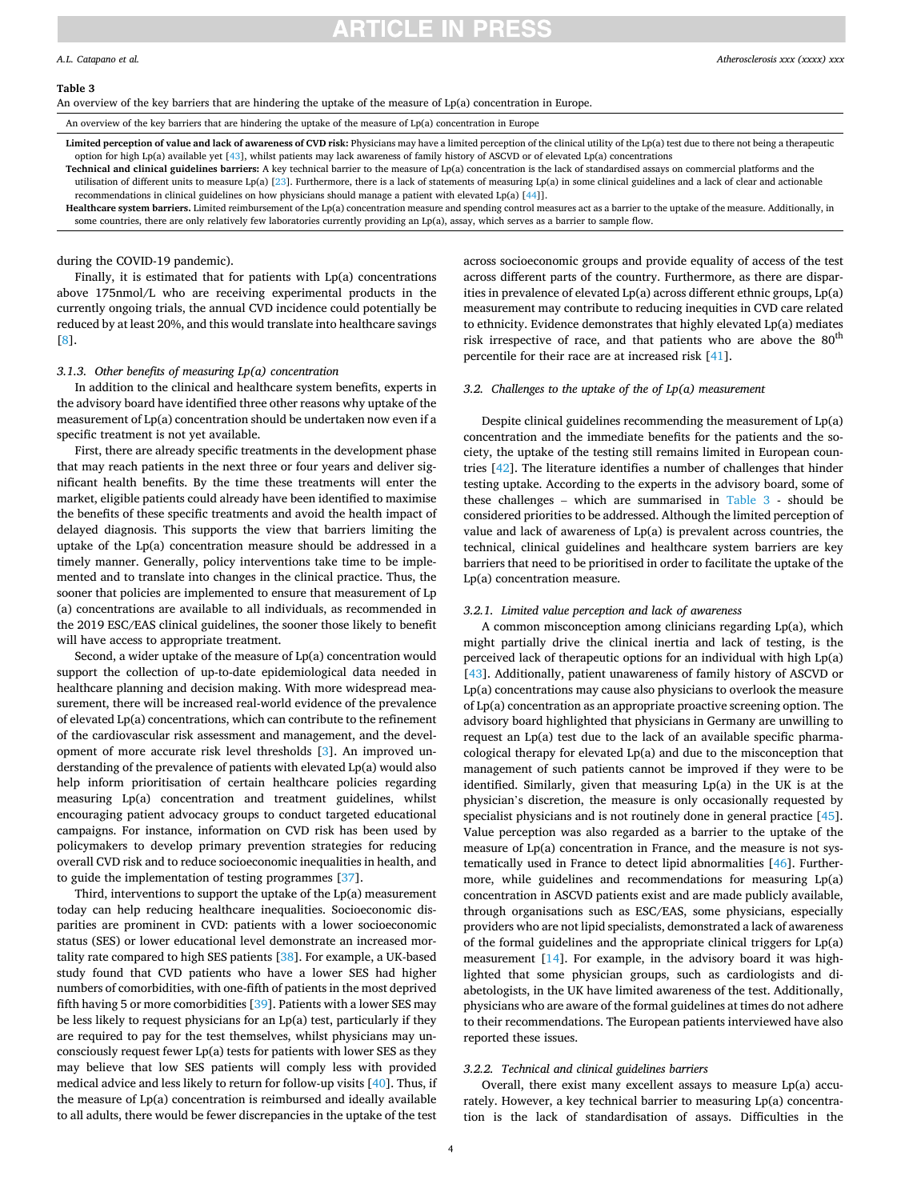**Table 3**
An overview of the key barriers that are hindering the uptake of the measure of Lp(a) concentration in Europe.

| An overview of the key barriers that are hindering the uptake of the measure of Lp(a) concentration in Europe |
| --- |
| **Limited perception of value and lack of awareness of CVD risk:** Physicians may have a limited perception of the clinical utility of the Lp(a) test due to there not being a therapeutic option for high Lp(a) available yet [43], whilst patients may lack awareness of family history of ASCVD or of elevated Lp(a) concentrations |
| **Technical and clinical guidelines barriers:** A key technical barrier to the measure of Lp(a) concentration is the lack of standardised assays on commercial platforms and the utilisation of different units to measure Lp(a) [23]. Furthermore, there is a lack of statements of measuring Lp(a) in some clinical guidelines and a lack of clear and actionable recommendations in clinical guidelines on how physicians should manage a patient with elevated Lp(a) [44]]. |
| **Healthcare system barriers.** Limited reimbursement of the Lp(a) concentration measure and spending control measures act as a barrier to the uptake of the measure. Additionally, in some countries, there are only relatively few laboratories currently providing an Lp(a), assay, which serves as a barrier to sample flow. |

during the COVID-19 pandemic).

Finally, it is estimated that for patients with Lp(a) concentrations above 175nmol/L who are receiving experimental products in the currently ongoing trials, the annual CVD incidence could potentially be reduced by at least 20%, and this would translate into healthcare savings [8].

#### 3.1.3. Other benefits of measuring Lp(a) concentration

In addition to the clinical and healthcare system benefits, experts in the advisory board have identified three other reasons why uptake of the measurement of Lp(a) concentration should be undertaken now even if a specific treatment is not yet available.

First, there are already specific treatments in the development phase that may reach patients in the next three or four years and deliver significant health benefits. By the time these treatments will enter the market, eligible patients could already have been identified to maximise the benefits of these specific treatments and avoid the health impact of delayed diagnosis. This supports the view that barriers limiting the uptake of the Lp(a) concentration measure should be addressed in a timely manner. Generally, policy interventions take time to be implemented and to translate into changes in the clinical practice. Thus, the sooner that policies are implemented to ensure that measurement of Lp (a) concentrations are available to all individuals, as recommended in the 2019 ESC/EAS clinical guidelines, the sooner those likely to benefit will have access to appropriate treatment.

Second, a wider uptake of the measure of Lp(a) concentration would support the collection of up-to-date epidemiological data needed in healthcare planning and decision making. With more widespread measurement, there will be increased real-world evidence of the prevalence of elevated Lp(a) concentrations, which can contribute to the refinement of the cardiovascular risk assessment and management, and the development of more accurate risk level thresholds [3]. An improved understanding of the prevalence of patients with elevated Lp(a) would also help inform prioritisation of certain healthcare policies regarding measuring Lp(a) concentration and treatment guidelines, whilst encouraging patient advocacy groups to conduct targeted educational campaigns. For instance, information on CVD risk has been used by policymakers to develop primary prevention strategies for reducing overall CVD risk and to reduce socioeconomic inequalities in health, and to guide the implementation of testing programmes [37].

Third, interventions to support the uptake of the Lp(a) measurement today can help reducing healthcare inequalities. Socioeconomic disparities are prominent in CVD: patients with a lower socioeconomic status (SES) or lower educational level demonstrate an increased mortality rate compared to high SES patients [38]. For example, a UK-based study found that CVD patients who have a lower SES had higher numbers of comorbidities, with one-fifth of patients in the most deprived fifth having 5 or more comorbidities [39]. Patients with a lower SES may be less likely to request physicians for an Lp(a) test, particularly if they are required to pay for the test themselves, whilst physicians may unconsciously request fewer Lp(a) tests for patients with lower SES as they may believe that low SES patients will comply less with provided medical advice and less likely to return for follow-up visits [40]. Thus, if the measure of Lp(a) concentration is reimbursed and ideally available to all adults, there would be fewer discrepancies in the uptake of the test across socioeconomic groups and provide equality of access of the test across different parts of the country. Furthermore, as there are disparities in prevalence of elevated Lp(a) across different ethnic groups, Lp(a) measurement may contribute to reducing inequities in CVD care related to ethnicity. Evidence demonstrates that highly elevated Lp(a) mediates risk irrespective of race, and that patients who are above the 80$^{th}$ percentile for their race are at increased risk [41].

### 3.2. Challenges to the uptake of the of Lp(a) measurement

Despite clinical guidelines recommending the measurement of Lp(a) concentration and the immediate benefits for the patients and the society, the uptake of the testing still remains limited in European countries [42]. The literature identifies a number of challenges that hinder testing uptake. According to the experts in the advisory board, some of these challenges – which are summarised in Table 3 - should be considered priorities to be addressed. Although the limited perception of value and lack of awareness of Lp(a) is prevalent across countries, the technical, clinical guidelines and healthcare system barriers are key barriers that need to be prioritised in order to facilitate the uptake of the Lp(a) concentration measure.

#### 3.2.1. Limited value perception and lack of awareness

A common misconception among clinicians regarding Lp(a), which might partially drive the clinical inertia and lack of testing, is the perceived lack of therapeutic options for an individual with high Lp(a) [43]. Additionally, patient unawareness of family history of ASCVD or Lp(a) concentrations may cause also physicians to overlook the measure of Lp(a) concentration as an appropriate proactive screening option. The advisory board highlighted that physicians in Germany are unwilling to request an Lp(a) test due to the lack of an available specific pharmacological therapy for elevated Lp(a) and due to the misconception that management of such patients cannot be improved if they were to be identified. Similarly, given that measuring Lp(a) in the UK is at the physician's discretion, the measure is only occasionally requested by specialist physicians and is not routinely done in general practice [45]. Value perception was also regarded as a barrier to the uptake of the measure of Lp(a) concentration in France, and the measure is not systematically used in France to detect lipid abnormalities [46]. Furthermore, while guidelines and recommendations for measuring Lp(a) concentration in ASCVD patients exist and are made publicly available, through organisations such as ESC/EAS, some physicians, especially providers who are not lipid specialists, demonstrated a lack of awareness of the formal guidelines and the appropriate clinical triggers for Lp(a) measurement [14]. For example, in the advisory board it was highlighted that some physician groups, such as cardiologists and diabetologists, in the UK have limited awareness of the test. Additionally, physicians who are aware of the formal guidelines at times do not adhere to their recommendations. The European patients interviewed have also reported these issues.

#### 3.2.2. Technical and clinical guidelines barriers

Overall, there exist many excellent assays to measure Lp(a) accurately. However, a key technical barrier to measuring Lp(a) concentration is the lack of standardisation of assays. Difficulties in the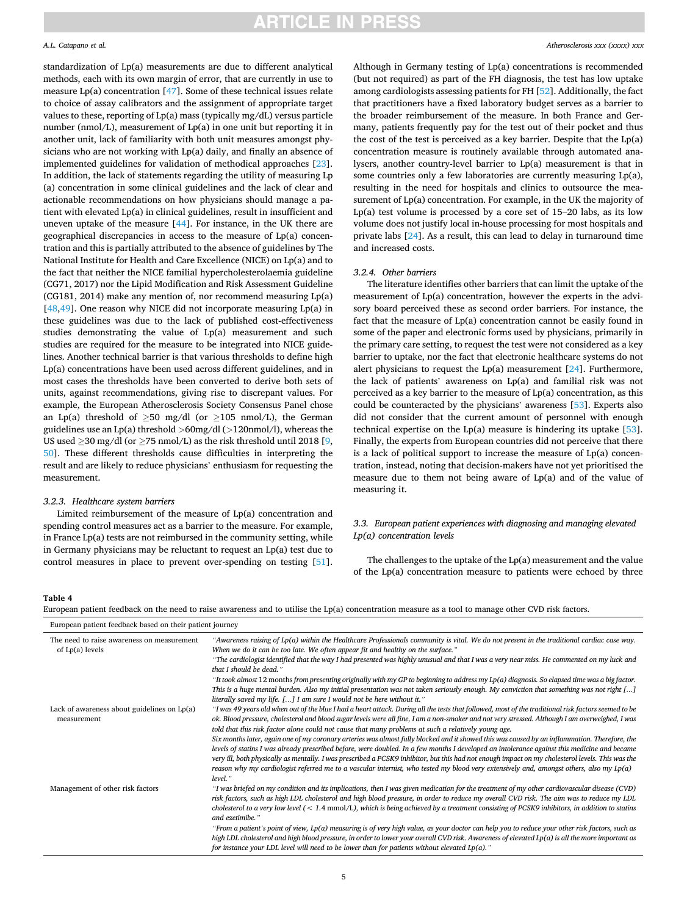standardization of Lp(a) measurements are due to different analytical methods, each with its own margin of error, that are currently in use to measure Lp(a) concentration [47]. Some of these technical issues relate to choice of assay calibrators and the assignment of appropriate target values to these, reporting of Lp(a) mass (typically mg/dL) versus particle number (nmol/L), measurement of Lp(a) in one unit but reporting it in another unit, lack of familiarity with both unit measures amongst physicians who are not working with Lp(a) daily, and finally an absence of implemented guidelines for validation of methodical approaches [23]. In addition, the lack of statements regarding the utility of measuring Lp(a) concentration in some clinical guidelines and the lack of clear and actionable recommendations on how physicians should manage a patient with elevated Lp(a) in clinical guidelines, result in insufficient and uneven uptake of the measure [44]. For instance, in the UK there are geographical discrepancies in access to the measure of Lp(a) concentration and this is partially attributed to the absence of guidelines by The National Institute for Health and Care Excellence (NICE) on Lp(a) and to the fact that neither the NICE familial hypercholesterolaemia guideline (CG71, 2017) nor the Lipid Modification and Risk Assessment Guideline (CG181, 2014) make any mention of, nor recommend measuring Lp(a) [48,49]. One reason why NICE did not incorporate measuring Lp(a) in these guidelines was due to the lack of published cost-effectiveness studies demonstrating the value of Lp(a) measurement and such studies are required for the measure to be integrated into NICE guidelines. Another technical barrier is that various thresholds to define high Lp(a) concentrations have been used across different guidelines, and in most cases the thresholds have been converted to derive both sets of units, against recommendations, giving rise to discrepant values. For example, the European Atherosclerosis Society Consensus Panel chose an Lp(a) threshold of ≥50 mg/dl (or ≥105 nmol/L), the German guidelines use an Lp(a) threshold >60mg/dl (>120nmol/l), whereas the US used ≥30 mg/dl (or ≥75 nmol/L) as the risk threshold until 2018 [9,50]. These different thresholds cause difficulties in interpreting the result and are likely to reduce physicians' enthusiasm for requesting the measurement.

#### 3.2.3. Healthcare system barriers

Limited reimbursement of the measure of Lp(a) concentration and spending control measures act as a barrier to the measure. For example, in France Lp(a) tests are not reimbursed in the community setting, while in Germany physicians may be reluctant to request an Lp(a) test due to control measures in place to prevent over-spending on testing [51]. Although in Germany testing of Lp(a) concentrations is recommended (but not required) as part of the FH diagnosis, the test has low uptake among cardiologists assessing patients for FH [52]. Additionally, the fact that practitioners have a fixed laboratory budget serves as a barrier to the broader reimbursement of the measure. In both France and Germany, patients frequently pay for the test out of their pocket and thus the cost of the test is perceived as a key barrier. Despite that the Lp(a) concentration measure is routinely available through automated analysers, another country-level barrier to Lp(a) measurement is that in some countries only a few laboratories are currently measuring Lp(a), resulting in the need for hospitals and clinics to outsource the measurement of Lp(a) concentration. For example, in the UK the majority of Lp(a) test volume is processed by a core set of 15–20 labs, as its low volume does not justify local in-house processing for most hospitals and private labs [24]. As a result, this can lead to delay in turnaround time and increased costs.

#### 3.2.4. Other barriers

The literature identifies other barriers that can limit the uptake of the measurement of Lp(a) concentration, however the experts in the advisory board perceived these as second order barriers. For instance, the fact that the measure of Lp(a) concentration cannot be easily found in some of the paper and electronic forms used by physicians, primarily in the primary care setting, to request the test were not considered as a key barrier to uptake, nor the fact that electronic healthcare systems do not alert physicians to request the Lp(a) measurement [24]. Furthermore, the lack of patients' awareness on Lp(a) and familial risk was not perceived as a key barrier to the measure of Lp(a) concentration, as this could be counteracted by the physicians' awareness [53]. Experts also did not consider that the current amount of personnel with enough technical expertise on the Lp(a) measure is hindering its uptake [53]. Finally, the experts from European countries did not perceive that there is a lack of political support to increase the measure of Lp(a) concentration, instead, noting that decision-makers have not yet prioritised the measure due to them not being aware of Lp(a) and of the value of measuring it.

### 3.3. European patient experiences with diagnosing and managing elevated Lp(a) concentration levels

The challenges to the uptake of the Lp(a) measurement and the value of the Lp(a) concentration measure to patients were echoed by three

**Table 4**
European patient feedback on the need to raise awareness and to utilise the Lp(a) concentration measure as a tool to manage other CVD risk factors.

| European patient feedback based on their patient journey | |
|---|---|
| The need to raise awareness on measurement of Lp(a) levels | *"Awareness raising of Lp(a) within the Healthcare Professionals community is vital. We do not present in the traditional cardiac case way. When we do it can be too late. We often appear fit and healthy on the surface."* *"The cardiologist identified that the way I had presented was highly unusual and that I was a very near miss. He commented on my luck and that I should be dead."* *"It took almost 12 months from presenting originally with my GP to beginning to address my Lp(a) diagnosis. So elapsed time was a big factor. This is a huge mental burden. Also my initial presentation was not taken seriously enough. My conviction that something was not right […] literally saved my life. […] I am sure I would not be here without it."* |
| Lack of awareness about guidelines on Lp(a) measurement | *"I was 49 years old when out of the blue I had a heart attack. During all the tests that followed, most of the traditional risk factors seemed to be ok. Blood pressure, cholesterol and blood sugar levels were all fine, I am a non-smoker and not very stressed. Although I am overweighed, I was told that this risk factor alone could not cause that many problems at such a relatively young age. Six months later, again one of my coronary arteries was almost fully blocked and it showed this was caused by an inflammation. Therefore, the levels of statins I was already prescribed before, were doubled. In a few months I developed an intolerance against this medicine and became very ill, both physically as mentally. I was prescribed a PCSK9 inhibitor, but this had not enough impact on my cholesterol levels. This was the reason why my cardiologist referred me to a vascular internist, who tested my blood very extensively and, amongst others, also my Lp(a) level."* |
| Management of other risk factors | *"I was briefed on my condition and its implications, then I was given medication for the treatment of my other cardiovascular disease (CVD) risk factors, such as high LDL cholesterol and high blood pressure, in order to reduce my overall CVD risk. The aim was to reduce my LDL cholesterol to a very low level (< 1.4 mmol/L), which is being achieved by a treatment consisting of PCSK9 inhibitors, in addition to statins and ezetimibe."* *"From a patient's point of view, Lp(a) measuring is of very high value, as your doctor can help you to reduce your other risk factors, such as high LDL cholesterol and high blood pressure, in order to lower your overall CVD risk. Awareness of elevated Lp(a) is all the more important as for instance your LDL level will need to be lower than for patients without elevated Lp(a)."* |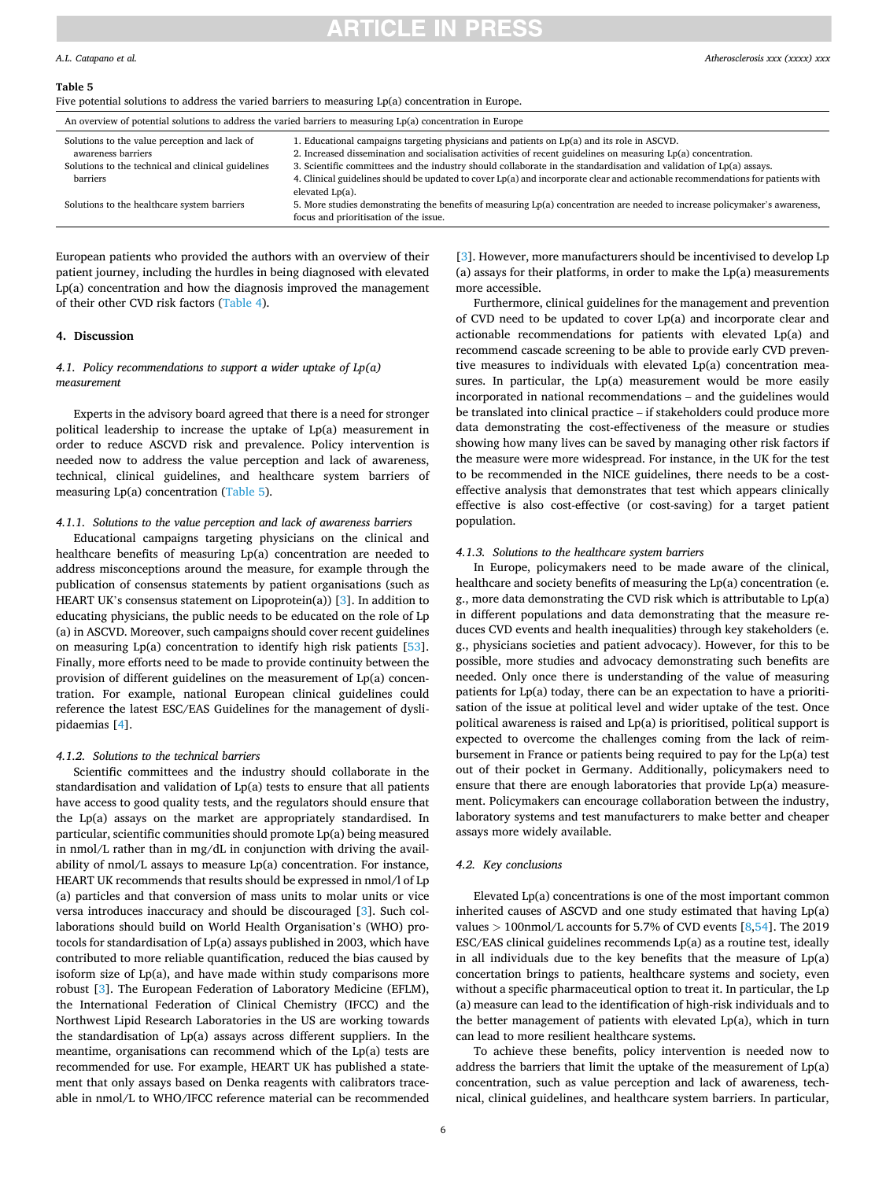**Table 5**

Five potential solutions to address the varied barriers to measuring Lp(a) concentration in Europe.

| An overview of potential solutions to address the varied barriers to measuring Lp(a) concentration in Europe | |
|---|---|
| Solutions to the value perception and lack of awareness barriers | 1. Educational campaigns targeting physicians and patients on Lp(a) and its role in ASCVD.<br>2. Increased dissemination and socialisation activities of recent guidelines on measuring Lp(a) concentration. |
| Solutions to the technical and clinical guidelines barriers | 3. Scientific committees and the industry should collaborate in the standardisation and validation of Lp(a) assays.<br>4. Clinical guidelines should be updated to cover Lp(a) and incorporate clear and actionable recommendations for patients with elevated Lp(a). |
| Solutions to the healthcare system barriers | 5. More studies demonstrating the benefits of measuring Lp(a) concentration are needed to increase policymaker's awareness, focus and prioritisation of the issue. |

European patients who provided the authors with an overview of their patient journey, including the hurdles in being diagnosed with elevated Lp(a) concentration and how the diagnosis improved the management of their other CVD risk factors (Table 4).

## 4. Discussion

### 4.1. Policy recommendations to support a wider uptake of Lp(a) measurement

Experts in the advisory board agreed that there is a need for stronger political leadership to increase the uptake of Lp(a) measurement in order to reduce ASCVD risk and prevalence. Policy intervention is needed now to address the value perception and lack of awareness, technical, clinical guidelines, and healthcare system barriers of measuring Lp(a) concentration (Table 5).

#### 4.1.1. Solutions to the value perception and lack of awareness barriers

Educational campaigns targeting physicians on the clinical and healthcare benefits of measuring Lp(a) concentration are needed to address misconceptions around the measure, for example through the publication of consensus statements by patient organisations (such as HEART UK's consensus statement on Lipoprotein(a)) [3]. In addition to educating physicians, the public needs to be educated on the role of Lp (a) in ASCVD. Moreover, such campaigns should cover recent guidelines on measuring Lp(a) concentration to identify high risk patients [53]. Finally, more efforts need to be made to provide continuity between the provision of different guidelines on the measurement of Lp(a) concentration. For example, national European clinical guidelines could reference the latest ESC/EAS Guidelines for the management of dyslipidaemias [4].

#### 4.1.2. Solutions to the technical barriers

Scientific committees and the industry should collaborate in the standardisation and validation of Lp(a) tests to ensure that all patients have access to good quality tests, and the regulators should ensure that the Lp(a) assays on the market are appropriately standardised. In particular, scientific communities should promote Lp(a) being measured in nmol/L rather than in mg/dL in conjunction with driving the availability of nmol/L assays to measure Lp(a) concentration. For instance, HEART UK recommends that results should be expressed in nmol/l of Lp (a) particles and that conversion of mass units to molar units or vice versa introduces inaccuracy and should be discouraged [3]. Such collaborations should build on World Health Organisation's (WHO) protocols for standardisation of Lp(a) assays published in 2003, which have contributed to more reliable quantification, reduced the bias caused by isoform size of Lp(a), and have made within study comparisons more robust [3]. The European Federation of Laboratory Medicine (EFLM), the International Federation of Clinical Chemistry (IFCC) and the Northwest Lipid Research Laboratories in the US are working towards the standardisation of Lp(a) assays across different suppliers. In the meantime, organisations can recommend which of the Lp(a) tests are recommended for use. For example, HEART UK has published a statement that only assays based on Denka reagents with calibrators traceable in nmol/L to WHO/IFCC reference material can be recommended [3]. However, more manufacturers should be incentivised to develop Lp (a) assays for their platforms, in order to make the Lp(a) measurements more accessible.

Furthermore, clinical guidelines for the management and prevention of CVD need to be updated to cover Lp(a) and incorporate clear and actionable recommendations for patients with elevated Lp(a) and recommend cascade screening to be able to provide early CVD preventive measures to individuals with elevated Lp(a) concentration measures. In particular, the Lp(a) measurement would be more easily incorporated in national recommendations – and the guidelines would be translated into clinical practice – if stakeholders could produce more data demonstrating the cost-effectiveness of the measure or studies showing how many lives can be saved by managing other risk factors if the measure were more widespread. For instance, in the UK for the test to be recommended in the NICE guidelines, there needs to be a cost-effective analysis that demonstrates that test which appears clinically effective is also cost-effective (or cost-saving) for a target patient population.

#### 4.1.3. Solutions to the healthcare system barriers

In Europe, policymakers need to be made aware of the clinical, healthcare and society benefits of measuring the Lp(a) concentration (e. g., more data demonstrating the CVD risk which is attributable to Lp(a) in different populations and data demonstrating that the measure reduces CVD events and health inequalities) through key stakeholders (e. g., physicians societies and patient advocacy). However, for this to be possible, more studies and advocacy demonstrating such benefits are needed. Only once there is understanding of the value of measuring patients for Lp(a) today, there can be an expectation to have a prioritisation of the issue at political level and wider uptake of the test. Once political awareness is raised and Lp(a) is prioritised, political support is expected to overcome the challenges coming from the lack of reimbursement in France or patients being required to pay for the Lp(a) test out of their pocket in Germany. Additionally, policymakers need to ensure that there are enough laboratories that provide Lp(a) measurement. Policymakers can encourage collaboration between the industry, laboratory systems and test manufacturers to make better and cheaper assays more widely available.

### 4.2. Key conclusions

Elevated Lp(a) concentrations is one of the most important common inherited causes of ASCVD and one study estimated that having Lp(a) values > 100nmol/L accounts for 5.7% of CVD events [8,54]. The 2019 ESC/EAS clinical guidelines recommends Lp(a) as a routine test, ideally in all individuals due to the key benefits that the measure of Lp(a) concertation brings to patients, healthcare systems and society, even without a specific pharmaceutical option to treat it. In particular, the Lp (a) measure can lead to the identification of high-risk individuals and to the better management of patients with elevated Lp(a), which in turn can lead to more resilient healthcare systems.

To achieve these benefits, policy intervention is needed now to address the barriers that limit the uptake of the measurement of Lp(a) concentration, such as value perception and lack of awareness, technical, clinical guidelines, and healthcare system barriers. In particular,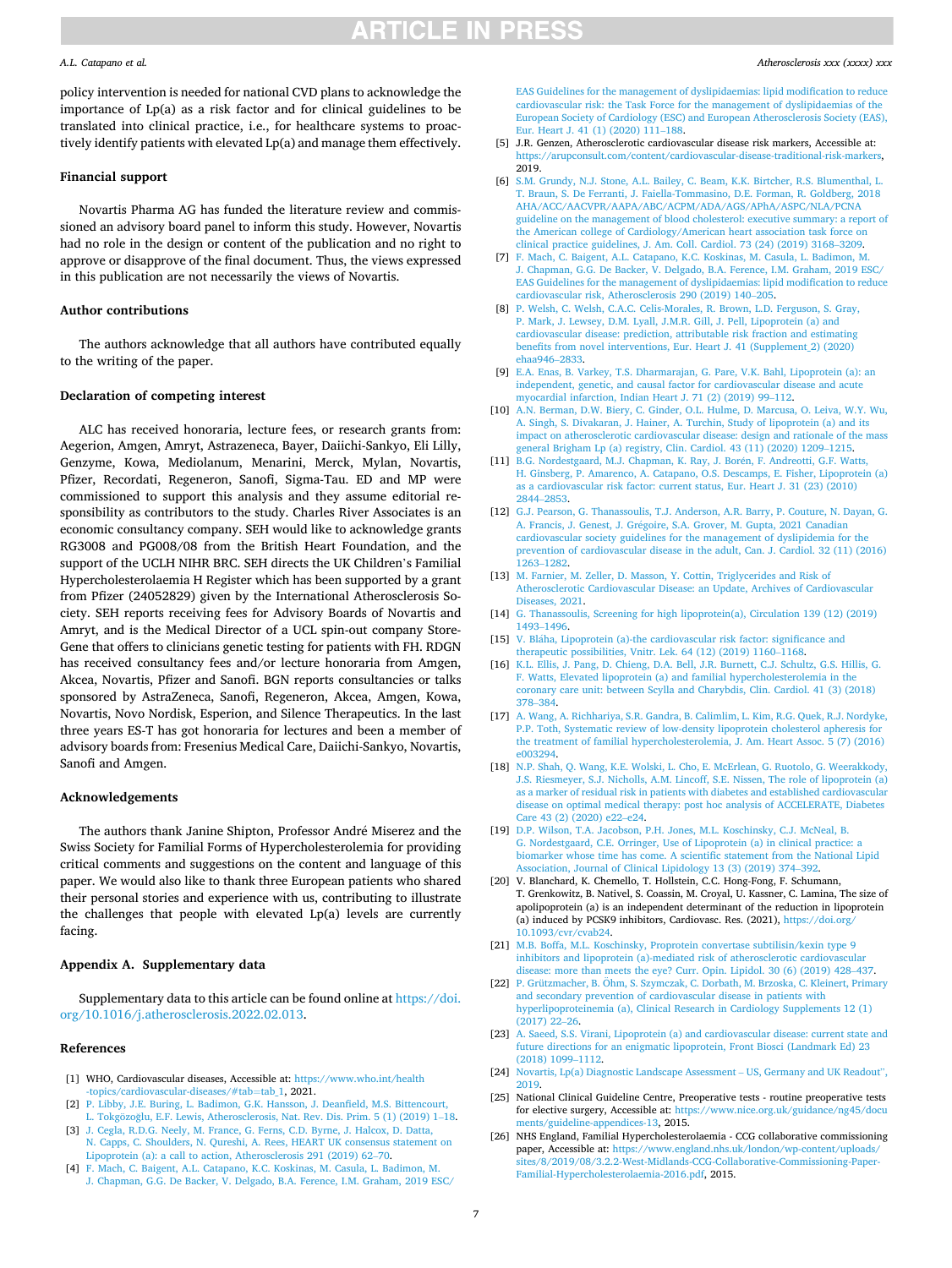policy intervention is needed for national CVD plans to acknowledge the importance of Lp(a) as a risk factor and for clinical guidelines to be translated into clinical practice, i.e., for healthcare systems to proactively identify patients with elevated Lp(a) and manage them effectively.

## Financial support

Novartis Pharma AG has funded the literature review and commissioned an advisory board panel to inform this study. However, Novartis had no role in the design or content of the publication and no right to approve or disapprove of the final document. Thus, the views expressed in this publication are not necessarily the views of Novartis.

## Author contributions

The authors acknowledge that all authors have contributed equally to the writing of the paper.

## Declaration of competing interest

ALC has received honoraria, lecture fees, or research grants from: Aegerion, Amgen, Amryt, Astrazeneca, Bayer, Daiichi-Sankyo, Eli Lilly, Genzyme, Kowa, Mediolanum, Menarini, Merck, Mylan, Novartis, Pfizer, Recordati, Regeneron, Sanofi, Sigma-Tau. ED and MP were commissioned to support this analysis and they assume editorial responsibility as contributors to the study. Charles River Associates is an economic consultancy company. SEH would like to acknowledge grants RG3008 and PG008/08 from the British Heart Foundation, and the support of the UCLH NIHR BRC. SEH directs the UK Children's Familial Hypercholesterolaemia H Register which has been supported by a grant from Pfizer (24052829) given by the International Atherosclerosis Society. SEH reports receiving fees for Advisory Boards of Novartis and Amryt, and is the Medical Director of a UCL spin-out company StoreGene that offers to clinicians genetic testing for patients with FH. RDGN has received consultancy fees and/or lecture honoraria from Amgen, Akcea, Novartis, Pfizer and Sanofi. BGN reports consultancies or talks sponsored by AstraZeneca, Sanofi, Regeneron, Akcea, Amgen, Kowa, Novartis, Novo Nordisk, Esperion, and Silence Therapeutics. In the last three years ES-T has got honoraria for lectures and been a member of advisory boards from: Fresenius Medical Care, Daiichi-Sankyo, Novartis, Sanofi and Amgen.

## Acknowledgements

The authors thank Janine Shipton, Professor André Miserez and the Swiss Society for Familial Forms of Hypercholesterolemia for providing critical comments and suggestions on the content and language of this paper. We would also like to thank three European patients who shared their personal stories and experience with us, contributing to illustrate the challenges that people with elevated Lp(a) levels are currently facing.

## Appendix A. Supplementary data

Supplementary data to this article can be found online at https://doi.org/10.1016/j.atherosclerosis.2022.02.013.

## References

[1] WHO, Cardiovascular diseases, Accessible at: https://www.who.int/health-topics/cardiovascular-diseases/#tab=tab_1, 2021.

[2] P. Libby, J.E. Buring, L. Badimon, G.K. Hansson, J. Deanfield, M.S. Bittencourt, L. Tokgözoğlu, E.F. Lewis, Atherosclerosis, Nat. Rev. Dis. Prim. 5 (1) (2019) 1–18.

[3] J. Cegla, R.D.G. Neely, M. France, G. Ferns, C.D. Byrne, J. Halcox, D. Datta, N. Capps, C. Shoulders, N. Qureshi, A. Rees, HEART UK consensus statement on Lipoprotein (a): a call to action, Atherosclerosis 291 (2019) 62–70.

[4] F. Mach, C. Baigent, A.L. Catapano, K.C. Koskinas, M. Casula, L. Badimon, M. J. Chapman, G.G. De Backer, V. Delgado, B.A. Ference, I.M. Graham, 2019 ESC/EAS Guidelines for the management of dyslipidaemias: lipid modification to reduce cardiovascular risk: the Task Force for the management of dyslipidaemias of the European Society of Cardiology (ESC) and European Atherosclerosis Society (EAS), Eur. Heart J. 41 (1) (2020) 111–188.

[5] J.R. Genzen, Atherosclerotic cardiovascular disease risk markers, Accessible at: https://arupconsult.com/content/cardiovascular-disease-traditional-risk-markers, 2019.

[6] S.M. Grundy, N.J. Stone, A.L. Bailey, C. Beam, K.K. Birtcher, R.S. Blumenthal, L. T. Braun, S. De Ferranti, J. Faiella-Tommasino, D.E. Forman, R. Goldberg, 2018 AHA/ACC/AACVPR/AAPA/ABC/ACPM/ADA/AGS/APhA/ASPC/NLA/PCNA guideline on the management of blood cholesterol: executive summary: a report of the American college of Cardiology/American heart association task force on clinical practice guidelines, J. Am. Coll. Cardiol. 73 (24) (2019) 3168–3209.

[7] F. Mach, C. Baigent, A.L. Catapano, K.C. Koskinas, M. Casula, L. Badimon, M. J. Chapman, G.G. De Backer, V. Delgado, B.A. Ference, I.M. Graham, 2019 ESC/EAS Guidelines for the management of dyslipidaemias: lipid modification to reduce cardiovascular risk, Atherosclerosis 290 (2019) 140–205.

[8] P. Welsh, C. Welsh, C.A.C. Celis-Morales, R. Brown, L.D. Ferguson, S. Gray, P. Mark, J. Lewsey, D.M. Lyall, J.M.R. Gill, J. Pell, Lipoprotein (a) and cardiovascular disease: prediction, attributable risk fraction and estimating benefits from novel interventions, Eur. Heart J. 41 (Supplement_2) (2020) ehaa946–2833.

[9] E.A. Enas, B. Varkey, T.S. Dharmarajan, G. Pare, V.K. Bahl, Lipoprotein (a): an independent, genetic, and causal factor for cardiovascular disease and acute myocardial infarction, Indian Heart J. 71 (2) (2019) 99–112.

[10] A.N. Berman, D.W. Biery, C. Ginder, O.L. Hulme, D. Marcusa, O. Leiva, W.Y. Wu, A. Singh, S. Divakaran, J. Hainer, A. Turchin, Study of lipoprotein (a) and its impact on atherosclerotic cardiovascular disease: design and rationale of the mass general Brigham Lp (a) registry, Clin. Cardiol. 43 (11) (2020) 1209–1215.

[11] B.G. Nordestgaard, M.J. Chapman, K. Ray, J. Borén, F. Andreotti, G.F. Watts, H. Ginsberg, P. Amarenco, A. Catapano, O.S. Descamps, E. Fisher, Lipoprotein (a) as a cardiovascular risk factor: current status, Eur. Heart J. 31 (23) (2010) 2844–2853.

[12] G.J. Pearson, G. Thanassoulis, T.J. Anderson, A.R. Barry, P. Couture, N. Dayan, G. A. Francis, J. Genest, J. Grégoire, S.A. Grover, M. Gupta, 2021 Canadian cardiovascular society guidelines for the management of dyslipidemia for the prevention of cardiovascular disease in the adult, Can. J. Cardiol. 32 (11) (2016) 1263–1282.

[13] M. Farnier, M. Zeller, D. Masson, Y. Cottin, Triglycerides and Risk of Atherosclerotic Cardiovascular Disease: an Update, Archives of Cardiovascular Diseases, 2021.

[14] G. Thanassoulis, Screening for high lipoprotein(a), Circulation 139 (12) (2019) 1493–1496.

[15] V. Bláha, Lipoprotein (a)-the cardiovascular risk factor: significance and therapeutic possibilities, Vnitr. Lek. 64 (12) (2019) 1160–1168.

[16] K.L. Ellis, J. Pang, D. Chieng, D.A. Bell, J.R. Burnett, C.J. Schultz, G.S. Hillis, G. F. Watts, Elevated lipoprotein (a) and familial hypercholesterolemia in the coronary care unit: between Scylla and Charybdis, Clin. Cardiol. 41 (3) (2018) 378–384.

[17] A. Wang, A. Richhariya, S.R. Gandra, B. Calimlim, L. Kim, R.G. Quek, R.J. Nordyke, P.P. Toth, Systematic review of low-density lipoprotein cholesterol apheresis for the treatment of familial hypercholesterolemia, J. Am. Heart Assoc. 5 (7) (2016) e003294.

[18] N.P. Shah, Q. Wang, K.E. Wolski, L. Cho, E. McErlean, G. Ruotolo, G. Weerakkody, J.S. Riesmeyer, S.J. Nicholls, A.M. Lincoff, S.E. Nissen, The role of lipoprotein (a) as a marker of residual risk in patients with diabetes and established cardiovascular disease on optimal medical therapy: post hoc analysis of ACCELERATE, Diabetes Care 43 (2) (2020) e22–e24.

[19] D.P. Wilson, T.A. Jacobson, P.H. Jones, M.L. Koschinsky, C.J. McNeal, B. G. Nordestgaard, C.E. Orringer, Use of Lipoprotein (a) in clinical practice: a biomarker whose time has come. A scientific statement from the National Lipid Association, Journal of Clinical Lipidology 13 (3) (2019) 374–392.

[20] V. Blanchard, K. Chemello, T. Hollstein, C.C. Hong-Fong, F. Schumann, T. Grenkowitz, B. Nativel, S. Coassin, M. Croyal, U. Kassner, C. Lamina, The size of apolipoprotein (a) is an independent determinant of the reduction in lipoprotein (a) induced by PCSK9 inhibitors, Cardiovasc. Res. (2021), https://doi.org/10.1093/cvr/cvab24.

[21] M.B. Boffa, M.L. Koschinsky, Proprotein convertase subtilisin/kexin type 9 inhibitors and lipoprotein (a)-mediated risk of atherosclerotic cardiovascular disease: more than meets the eye? Curr. Opin. Lipidol. 30 (6) (2019) 428–437.

[22] P. Grützmacher, B. Öhm, S. Szymczak, C. Dorbath, M. Brzoska, C. Kleinert, Primary and secondary prevention of cardiovascular disease in patients with hyperlipoproteinemia (a), Clinical Research in Cardiology Supplements 12 (1) (2017) 22–26.

[23] A. Saeed, S.S. Virani, Lipoprotein (a) and cardiovascular disease: current state and future directions for an enigmatic lipoprotein, Front Biosci (Landmark Ed) 23 (2018) 1099–1112.

[24] Novartis, Lp(a) Diagnostic Landscape Assessment – US, Germany and UK Readout", 2019.

[25] National Clinical Guideline Centre, Preoperative tests - routine preoperative tests for elective surgery, Accessible at: https://www.nice.org.uk/guidance/ng45/documents/guideline-appendices-13, 2015.

[26] NHS England, Familial Hypercholesterolaemia - CCG collaborative commissioning paper, Accessible at: https://www.england.nhs.uk/london/wp-content/uploads/sites/8/2019/08/3.2.2-West-Midlands-CCG-Collaborative-Commissioning-Paper-Familial-Hypercholesterolaemia-2016.pdf, 2015.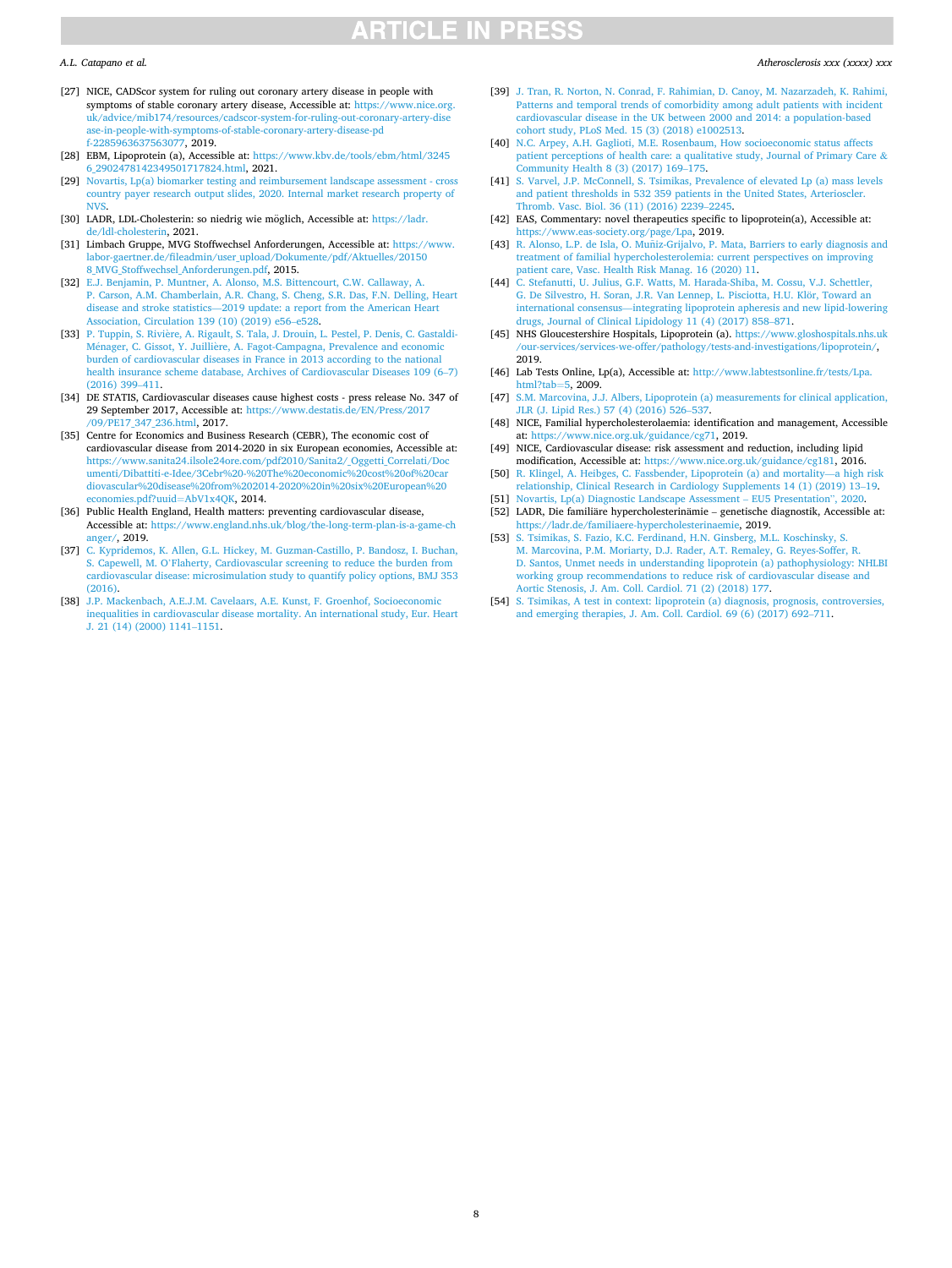[27] NICE, CADScor system for ruling out coronary artery disease in people with symptoms of stable coronary artery disease, Accessible at: https://www.nice.org.uk/advice/mib174/resources/cadscor-system-for-ruling-out-coronary-artery-disease-in-people-with-symptoms-of-stable-coronary-artery-disease-pdf-2285963637563077, 2019.

[28] EBM, Lipoprotein (a), Accessible at: https://www.kbv.de/tools/ebm/html/32456_2902478142349501717824.html, 2021.

[29] Novartis, Lp(a) biomarker testing and reimbursement landscape assessment - cross country payer research output slides, 2020. Internal market research property of NVS.

[30] LADR, LDL-Cholesterin: so niedrig wie möglich, Accessible at: https://ladr.de/ldl-cholesterin, 2021.

[31] Limbach Gruppe, MVG Stoffwechsel Anforderungen, Accessible at: https://www.labor-gaertner.de/fileadmin/user_upload/Dokumente/pdf/Aktuelles/201508_MVG_Stoffwechsel_Anforderungen.pdf, 2015.

[32] E.J. Benjamin, P. Muntner, A. Alonso, M.S. Bittencourt, C.W. Callaway, A. P. Carson, A.M. Chamberlain, A.R. Chang, S. Cheng, S.R. Das, F.N. Delling, Heart disease and stroke statistics—2019 update: a report from the American Heart Association, Circulation 139 (10) (2019) e56–e528.

[33] P. Tuppin, S. Rivière, A. Rigault, S. Tala, J. Drouin, L. Pestel, P. Denis, C. Gastaldi-Ménager, C. Gissot, Y. Juillière, A. Fagot-Campagna, Prevalence and economic burden of cardiovascular diseases in France in 2013 according to the national health insurance scheme database, Archives of Cardiovascular Diseases 109 (6–7) (2016) 399–411.

[34] DE STATIS, Cardiovascular diseases cause highest costs - press release No. 347 of 29 September 2017, Accessible at: https://www.destatis.de/EN/Press/2017/09/PE17_347_236.html, 2017.

[35] Centre for Economics and Business Research (CEBR), The economic cost of cardiovascular disease from 2014-2020 in six European economies, Accessible at: https://www.sanita24.ilsole24ore.com/pdf2010/Sanita2/_Oggetti_Correlati/Documenti/Dibattiti-e-Idee/3Cebr%20-%20The%20economic%20cost%20of%20cardiovascular%20disease%20from%202014-2020%20in%20six%20European%20economies.pdf?uuid=AbV1x4QK, 2014.

[36] Public Health England, Health matters: preventing cardiovascular disease, Accessible at: https://www.england.nhs.uk/blog/the-long-term-plan-is-a-game-changer/, 2019.

[37] C. Kypridemos, K. Allen, G.L. Hickey, M. Guzman-Castillo, P. Bandosz, I. Buchan, S. Capewell, M. O'Flaherty, Cardiovascular screening to reduce the burden from cardiovascular disease: microsimulation study to quantify policy options, BMJ 353 (2016).

[38] J.P. Mackenbach, A.E.J.M. Cavelaars, A.E. Kunst, F. Groenhof, Socioeconomic inequalities in cardiovascular disease mortality. An international study, Eur. Heart J. 21 (14) (2000) 1141–1151.

[39] J. Tran, R. Norton, N. Conrad, F. Rahimian, D. Canoy, M. Nazarzadeh, K. Rahimi, Patterns and temporal trends of comorbidity among adult patients with incident cardiovascular disease in the UK between 2000 and 2014: a population-based cohort study, PLoS Med. 15 (3) (2018) e1002513.

[40] N.C. Arpey, A.H. Gaglioti, M.E. Rosenbaum, How socioeconomic status affects patient perceptions of health care: a qualitative study, Journal of Primary Care & Community Health 8 (3) (2017) 169–175.

[41] S. Varvel, J.P. McConnell, S. Tsimikas, Prevalence of elevated Lp (a) mass levels and patient thresholds in 532 359 patients in the United States, Arterioscler. Thromb. Vasc. Biol. 36 (11) (2016) 2239–2245.

[42] EAS, Commentary: novel therapeutics specific to lipoprotein(a), Accessible at: https://www.eas-society.org/page/Lpa, 2019.

[43] R. Alonso, L.P. de Isla, O. Muñiz-Grijalvo, P. Mata, Barriers to early diagnosis and treatment of familial hypercholesterolemia: current perspectives on improving patient care, Vasc. Health Risk Manag. 16 (2020) 11.

[44] C. Stefanutti, U. Julius, G.F. Watts, M. Harada-Shiba, M. Cossu, V.J. Schettler, G. De Silvestro, H. Soran, J.R. Van Lennep, L. Pisciotta, H.U. Klör, Toward an international consensus—integrating lipoprotein apheresis and new lipid-lowering drugs, Journal of Clinical Lipidology 11 (4) (2017) 858–871.

[45] NHS Gloucestershire Hospitals, Lipoprotein (a). https://www.gloshospitals.nhs.uk/our-services/services-we-offer/pathology/tests-and-investigations/lipoprotein/, 2019.

[46] Lab Tests Online, Lp(a), Accessible at: http://www.labtestsonline.fr/tests/Lpa.html?tab=5, 2009.

[47] S.M. Marcovina, J.J. Albers, Lipoprotein (a) measurements for clinical application, JLR (J. Lipid Res.) 57 (4) (2016) 526–537.

[48] NICE, Familial hypercholesterolaemia: identification and management, Accessible at: https://www.nice.org.uk/guidance/cg71, 2019.

[49] NICE, Cardiovascular disease: risk assessment and reduction, including lipid modification, Accessible at: https://www.nice.org.uk/guidance/cg181, 2016.

[50] R. Klingel, A. Heibges, C. Fassbender, Lipoprotein (a) and mortality—a high risk relationship, Clinical Research in Cardiology Supplements 14 (1) (2019) 13–19.

[51] Novartis, Lp(a) Diagnostic Landscape Assessment – EU5 Presentation", 2020.

[52] LADR, Die familiäre hypercholesterinämie – genetische diagnostik, Accessible at: https://ladr.de/familiaere-hypercholesterinaemie, 2019.

[53] S. Tsimikas, S. Fazio, K.C. Ferdinand, H.N. Ginsberg, M.L. Koschinsky, S. M. Marcovina, P.M. Moriarty, D.J. Rader, A.T. Remaley, G. Reyes-Soffer, R. D. Santos, Unmet needs in understanding lipoprotein (a) pathophysiology: NHLBI working group recommendations to reduce risk of cardiovascular disease and Aortic Stenosis, J. Am. Coll. Cardiol. 71 (2) (2018) 177.

[54] S. Tsimikas, A test in context: lipoprotein (a) diagnosis, prognosis, controversies, and emerging therapies, J. Am. Coll. Cardiol. 69 (6) (2017) 692–711.